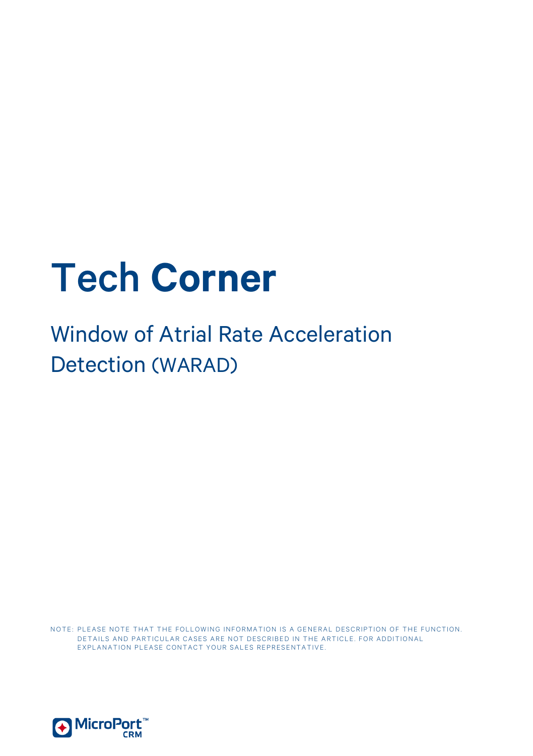# Tech Corner

## Window of Atrial Rate Acceleration Detection (WARAD)

NOTE: PLEASE NOTE THAT THE FOLLOWING INFORMATION IS A GENERAL DESCRIPTION OF THE FUNCTION. DETAILS AND PARTICULAR CASES ARE NOT DESCRIBED IN THE ARTICLE. FOR ADDITIONAL EXPLANATION PLEASE CONTACT YOUR SALES REPRESENTATIVE.

MicroPort™ CRM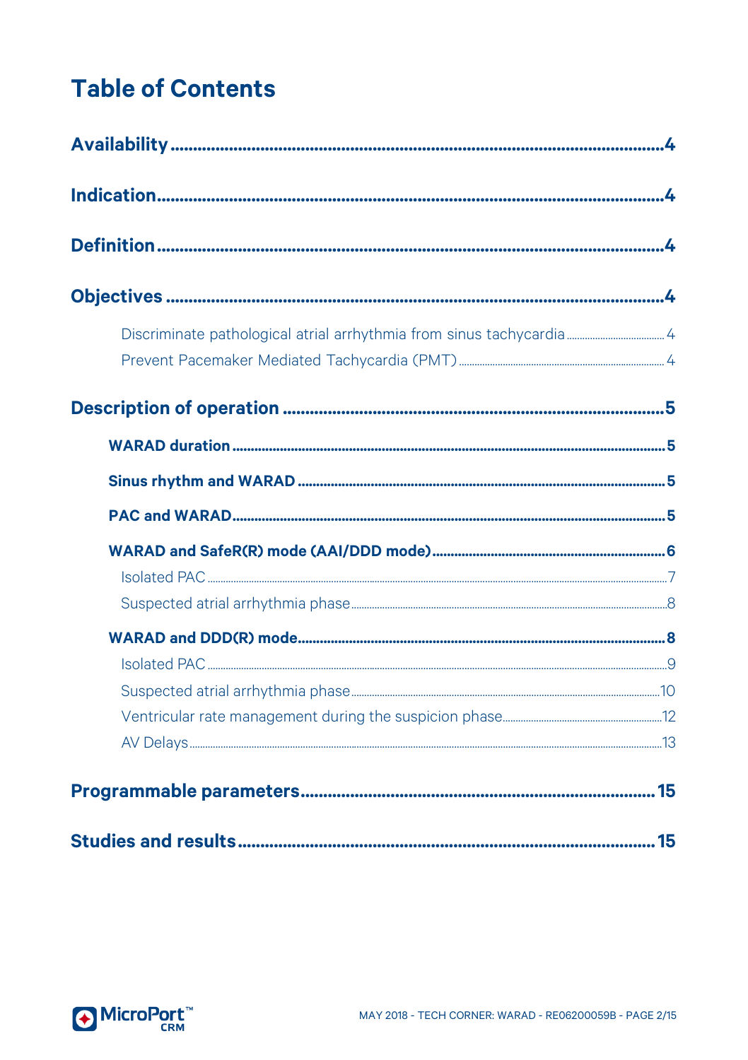# Table of Contents

**Availability** ........................................................ **4**

**Indication** ........................................................ **4**

**Definition** ........................................................ **4**

**Objectives** ........................................................ **4**

- Discriminate pathological atrial arrhythmia from sinus tachycardia ........ 4
- Prevent Pacemaker Mediated Tachycardia (PMT) ........ 4

**Description of operation** ........................................................ **5**

- **WARAD duration** ........................................................ **5**
- **Sinus rhythm and WARAD** ........................................................ **5**
- **PAC and WARAD** ........................................................ **5**
- **WARAD and SafeR(R) mode (AAI/DDD mode)** ........................................................ **6**
  - Isolated PAC ........ 7
  - Suspected atrial arrhythmia phase ........ 8
- **WARAD and DDD(R) mode** ........................................................ **8**
  - Isolated PAC ........ 9
  - Suspected atrial arrhythmia phase ........ 10
  - Ventricular rate management during the suspicion phase ........ 12
  - AV Delays ........ 13

**Programmable parameters** ........................................................ **15**

**Studies and results** ........................................................ **15**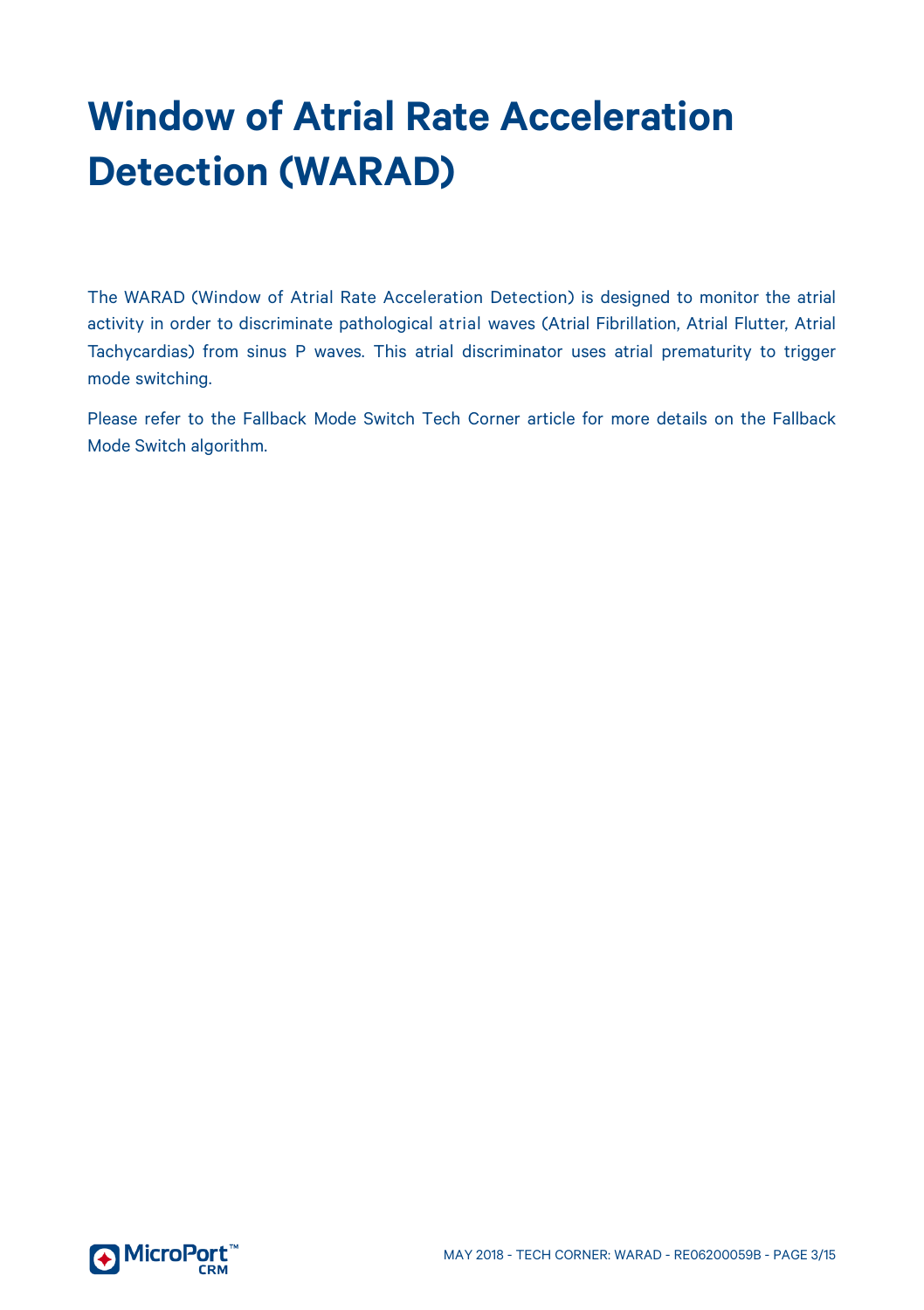# Window of Atrial Rate Acceleration Detection (WARAD)

The WARAD (Window of Atrial Rate Acceleration Detection) is designed to monitor the atrial activity in order to discriminate pathological atrial waves (Atrial Fibrillation, Atrial Flutter, Atrial Tachycardias) from sinus P waves. This atrial discriminator uses atrial prematurity to trigger mode switching.

Please refer to the Fallback Mode Switch Tech Corner article for more details on the Fallback Mode Switch algorithm.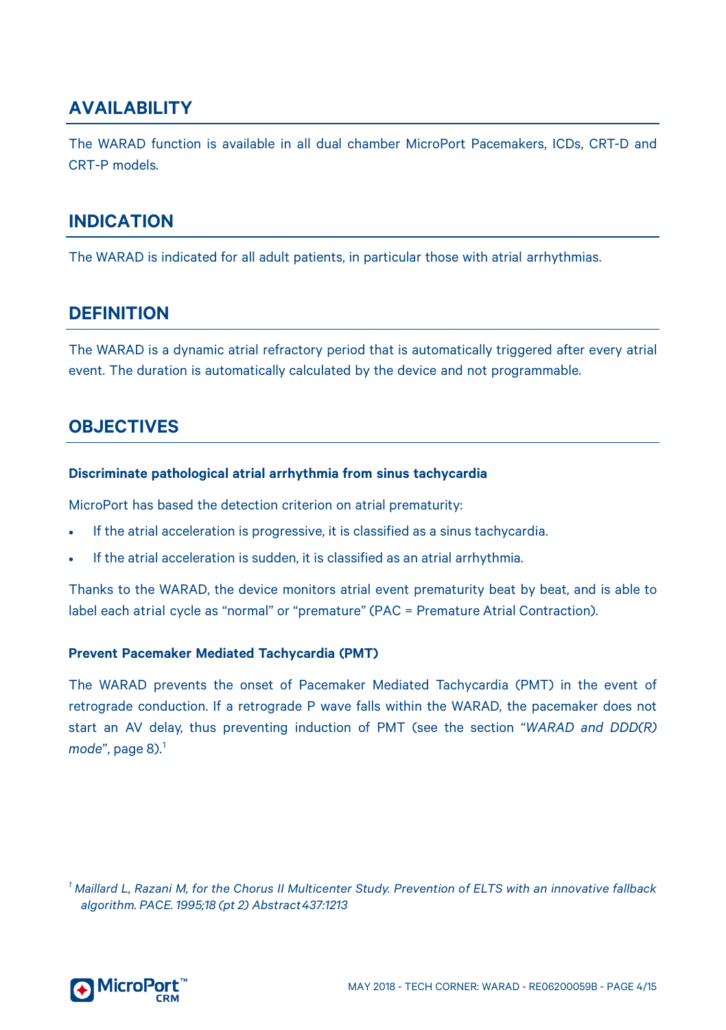## AVAILABILITY

The WARAD function is available in all dual chamber MicroPort Pacemakers, ICDs, CRT-D and CRT-P models.

## INDICATION

The WARAD is indicated for all adult patients, in particular those with atrial arrhythmias.

## DEFINITION

The WARAD is a dynamic atrial refractory period that is automatically triggered after every atrial event. The duration is automatically calculated by the device and not programmable.

## OBJECTIVES

### Discriminate pathological atrial arrhythmia from sinus tachycardia

MicroPort has based the detection criterion on atrial prematurity:

- If the atrial acceleration is progressive, it is classified as a sinus tachycardia.
- If the atrial acceleration is sudden, it is classified as an atrial arrhythmia.

Thanks to the WARAD, the device monitors atrial event prematurity beat by beat, and is able to label each atrial cycle as "normal" or "premature" (PAC = Premature Atrial Contraction).

### Prevent Pacemaker Mediated Tachycardia (PMT)

The WARAD prevents the onset of Pacemaker Mediated Tachycardia (PMT) in the event of retrograde conduction. If a retrograde P wave falls within the WARAD, the pacemaker does not start an AV delay, thus preventing induction of PMT (see the section "*WARAD and DDD(R) mode*", page 8).[1]

[1] *Maillard L, Razani M, for the Chorus II Multicenter Study. Prevention of ELTS with an innovative fallback algorithm. PACE. 1995;18 (pt 2) Abstract 437:1213*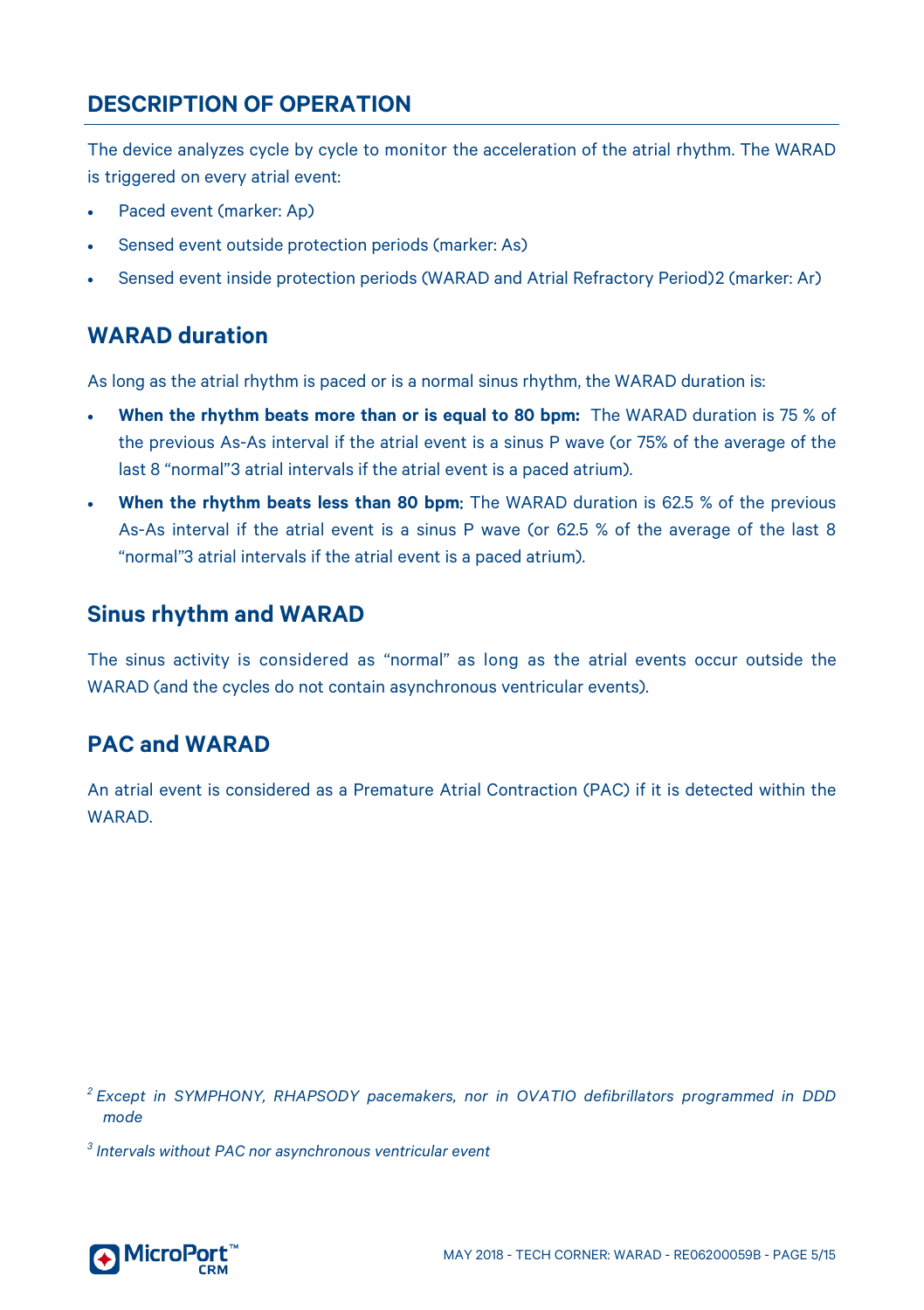## DESCRIPTION OF OPERATION

The device analyzes cycle by cycle to monitor the acceleration of the atrial rhythm. The WARAD is triggered on every atrial event:

- Paced event (marker: Ap)
- Sensed event outside protection periods (marker: As)
- Sensed event inside protection periods (WARAD and Atrial Refractory Period)[2] (marker: Ar)

## WARAD duration

As long as the atrial rhythm is paced or is a normal sinus rhythm, the WARAD duration is:

- **When the rhythm beats more than or is equal to 80 bpm:** The WARAD duration is 75 % of the previous As-As interval if the atrial event is a sinus P wave (or 75% of the average of the last 8 "normal"[3] atrial intervals if the atrial event is a paced atrium).
- **When the rhythm beats less than 80 bpm**: The WARAD duration is 62.5 % of the previous As-As interval if the atrial event is a sinus P wave (or 62.5 % of the average of the last 8 "normal"[3] atrial intervals if the atrial event is a paced atrium).

## Sinus rhythm and WARAD

The sinus activity is considered as "normal" as long as the atrial events occur outside the WARAD (and the cycles do not contain asynchronous ventricular events).

## PAC and WARAD

An atrial event is considered as a Premature Atrial Contraction (PAC) if it is detected within the WARAD.

---

[2] *Except in SYMPHONY, RHAPSODY pacemakers, nor in OVATIO defibrillators programmed in DDD mode*

[3] *Intervals without PAC nor asynchronous ventricular event*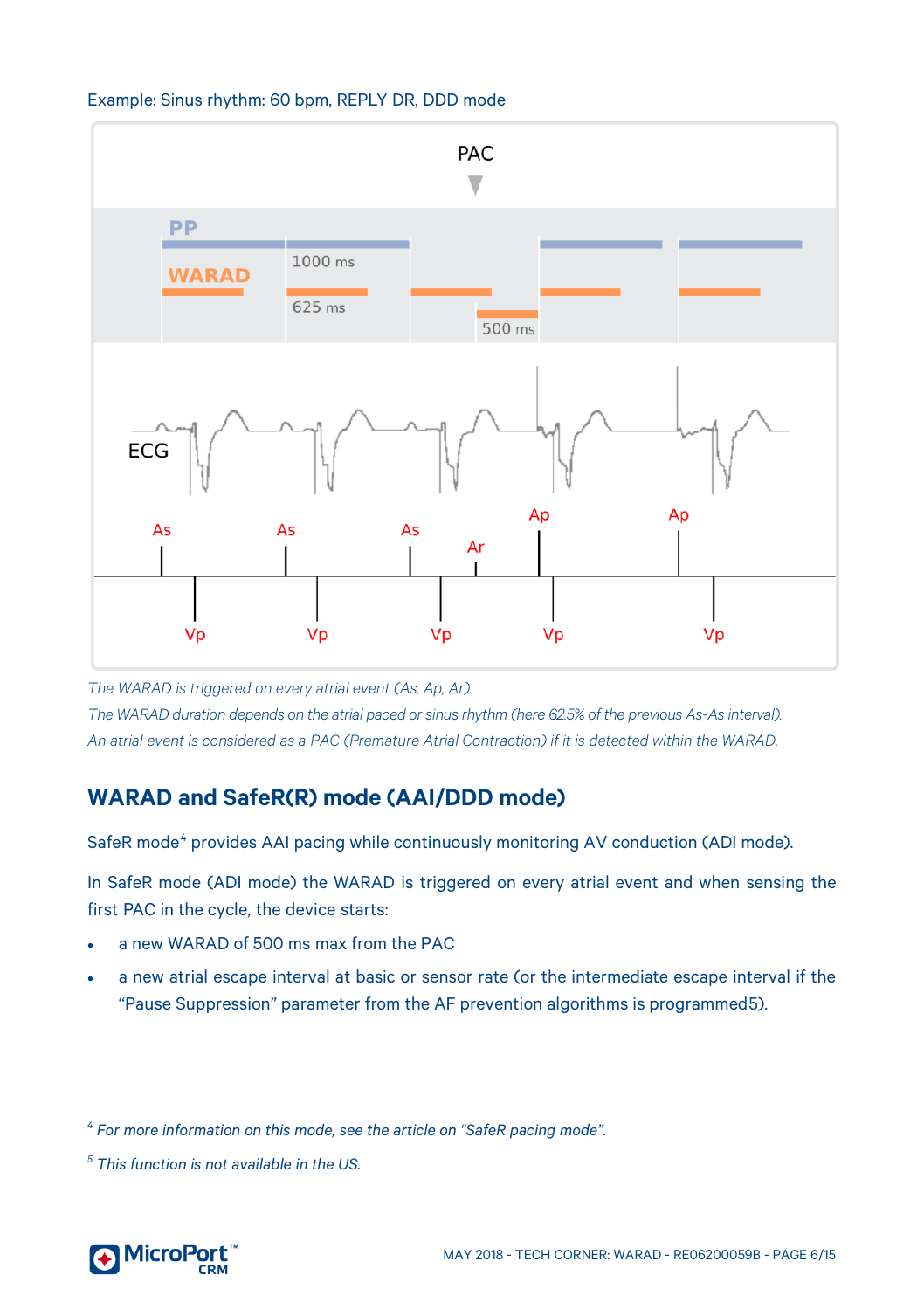Example: Sinus rhythm: 60 bpm, REPLY DR, DDD mode

*The WARAD is triggered on every atrial event (As, Ap, Ar).*

*The WARAD duration depends on the atrial paced or sinus rhythm (here 62.5% of the previous As-As interval).*

*An atrial event is considered as a PAC (Premature Atrial Contraction) if it is detected within the WARAD.*

## WARAD and SafeR(R) mode (AAI/DDD mode)

SafeR mode[4] provides AAI pacing while continuously monitoring AV conduction (ADI mode).

In SafeR mode (ADI mode) the WARAD is triggered on every atrial event and when sensing the first PAC in the cycle, the device starts:

- a new WARAD of 500 ms max from the PAC
- a new atrial escape interval at basic or sensor rate (or the intermediate escape interval if the "Pause Suppression" parameter from the AF prevention algorithms is programmed5).

[4] *For more information on this mode, see the article on "SafeR pacing mode".*

[5] *This function is not available in the US.*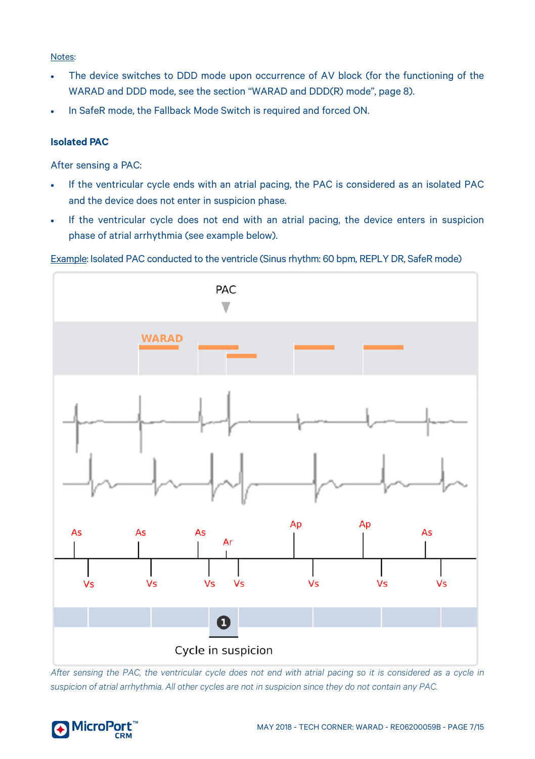Notes:

- The device switches to DDD mode upon occurrence of AV block (for the functioning of the WARAD and DDD mode, see the section “WARAD and DDD(R) mode”, page 8).
- In SafeR mode, the Fallback Mode Switch is required and forced ON.

**Isolated PAC**

After sensing a PAC:

- If the ventricular cycle ends with an atrial pacing, the PAC is considered as an isolated PAC and the device does not enter in suspicion phase.
- If the ventricular cycle does not end with an atrial pacing, the device enters in suspicion phase of atrial arrhythmia (see example below).

Example: Isolated PAC conducted to the ventricle (Sinus rhythm: 60 bpm, REPLY DR, SafeR mode)

*After sensing the PAC, the ventricular cycle does not end with atrial pacing so it is considered as a cycle in suspicion of atrial arrhythmia. All other cycles are not in suspicion since they do not contain any PAC.*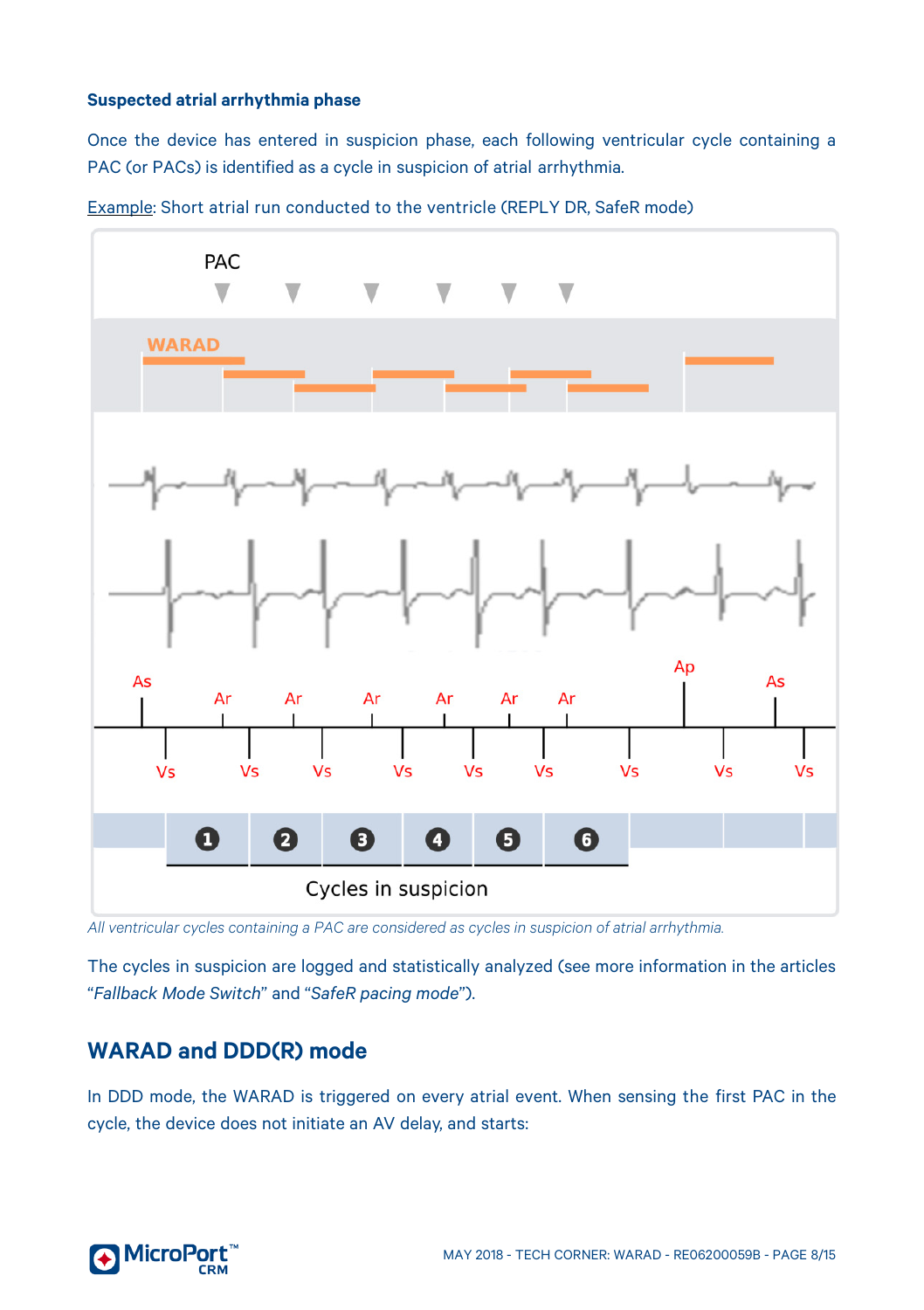**Suspected atrial arrhythmia phase**

Once the device has entered in suspicion phase, each following ventricular cycle containing a PAC (or PACs) is identified as a cycle in suspicion of atrial arrhythmia.

Example: Short atrial run conducted to the ventricle (REPLY DR, SafeR mode)

*All ventricular cycles containing a PAC are considered as cycles in suspicion of atrial arrhythmia.*

The cycles in suspicion are logged and statistically analyzed (see more information in the articles "*Fallback Mode Switch*" and "*SafeR pacing mode*").

## WARAD and DDD(R) mode

In DDD mode, the WARAD is triggered on every atrial event. When sensing the first PAC in the cycle, the device does not initiate an AV delay, and starts: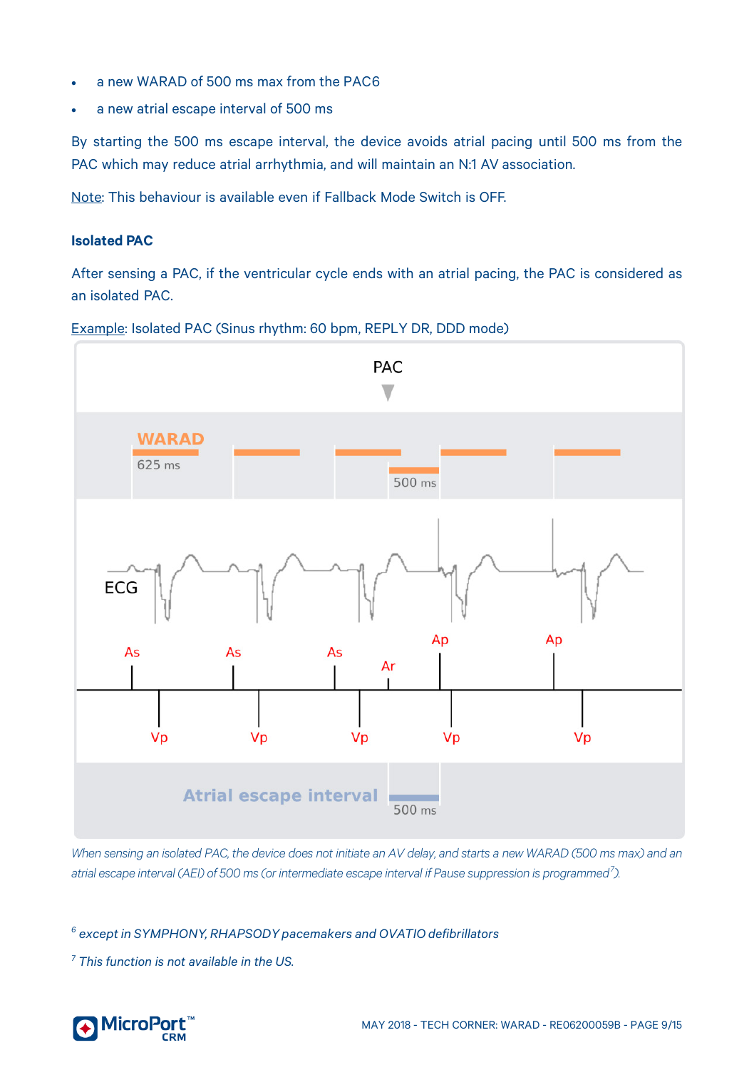- a new WARAD of 500 ms max from the PAC[6]
- a new atrial escape interval of 500 ms

By starting the 500 ms escape interval, the device avoids atrial pacing until 500 ms from the PAC which may reduce atrial arrhythmia, and will maintain an N:1 AV association.

Note: This behaviour is available even if Fallback Mode Switch is OFF.

**Isolated PAC**

After sensing a PAC, if the ventricular cycle ends with an atrial pacing, the PAC is considered as an isolated PAC.

Example: Isolated PAC (Sinus rhythm: 60 bpm, REPLY DR, DDD mode)

*When sensing an isolated PAC, the device does not initiate an AV delay, and starts a new WARAD (500 ms max) and an atrial escape interval (AEI) of 500 ms (or intermediate escape interval if Pause suppression is programmed[7]).*

[6] *except in SYMPHONY, RHAPSODY pacemakers and OVATIO defibrillators*

[7] *This function is not available in the US.*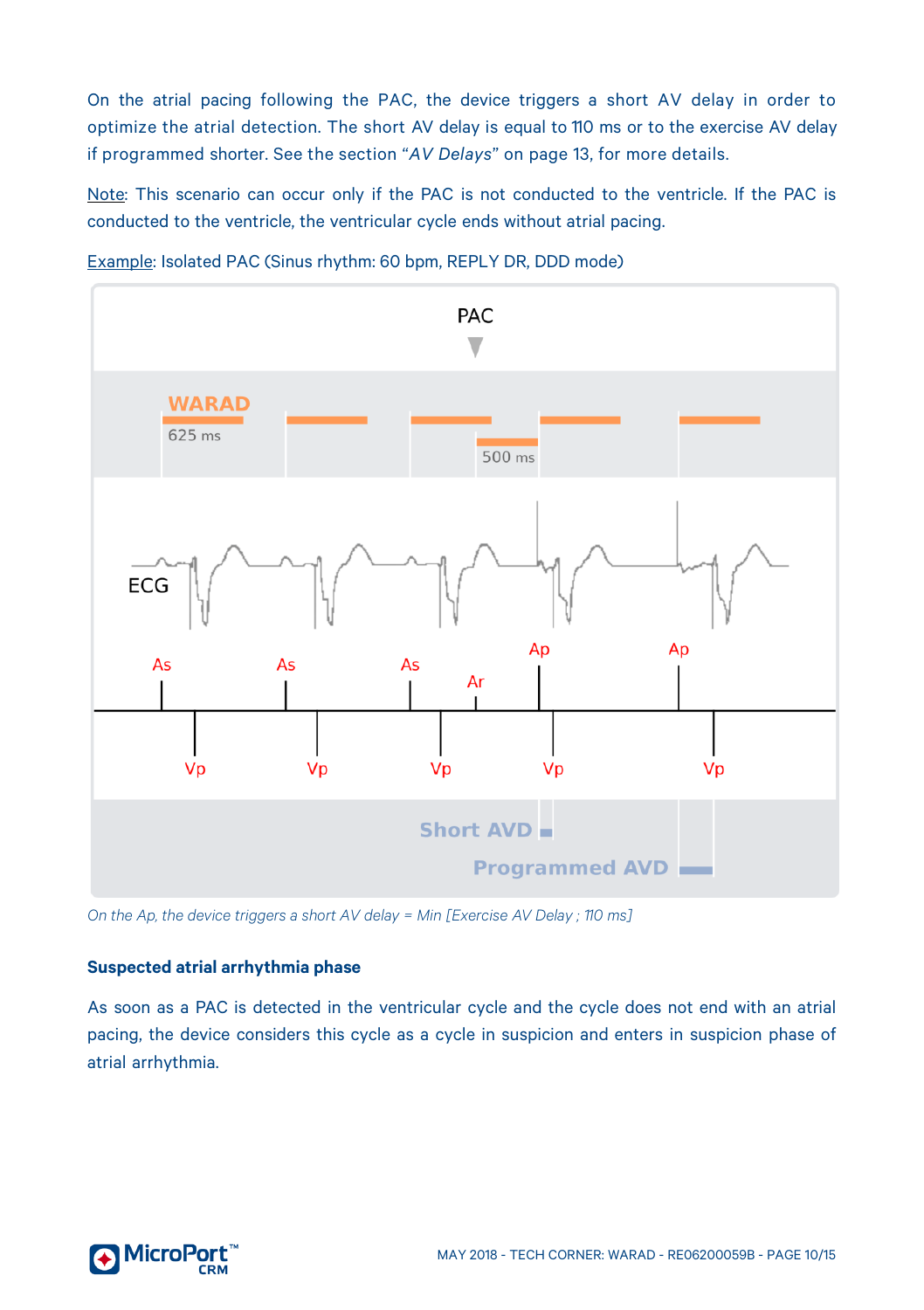On the atrial pacing following the PAC, the device triggers a short AV delay in order to optimize the atrial detection. The short AV delay is equal to 110 ms or to the exercise AV delay if programmed shorter. See the section "*AV Delays*" on page 13, for more details.

Note: This scenario can occur only if the PAC is not conducted to the ventricle. If the PAC is conducted to the ventricle, the ventricular cycle ends without atrial pacing.

Example: Isolated PAC (Sinus rhythm: 60 bpm, REPLY DR, DDD mode)

*On the Ap, the device triggers a short AV delay = Min [Exercise AV Delay ; 110 ms]*

### Suspected atrial arrhythmia phase

As soon as a PAC is detected in the ventricular cycle and the cycle does not end with an atrial pacing, the device considers this cycle as a cycle in suspicion and enters in suspicion phase of atrial arrhythmia.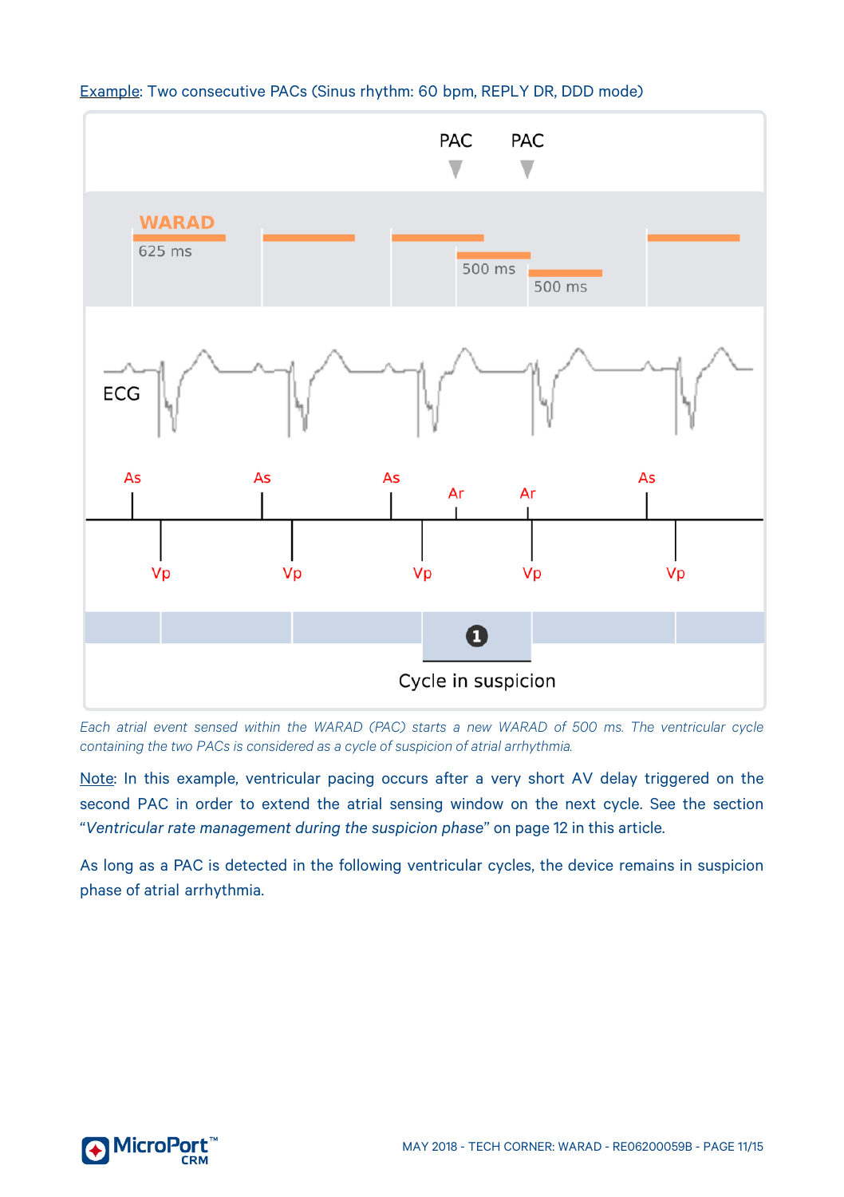<u>Example</u>: Two consecutive PACs (Sinus rhythm: 60 bpm, REPLY DR, DDD mode)

*Each atrial event sensed within the WARAD (PAC) starts a new WARAD of 500 ms. The ventricular cycle containing the two PACs is considered as a cycle of suspicion of atrial arrhythmia.*

<u>Note</u>: In this example, ventricular pacing occurs after a very short AV delay triggered on the second PAC in order to extend the atrial sensing window on the next cycle. See the section "*Ventricular rate management during the suspicion phase*" on page 12 in this article.

As long as a PAC is detected in the following ventricular cycles, the device remains in suspicion phase of atrial arrhythmia.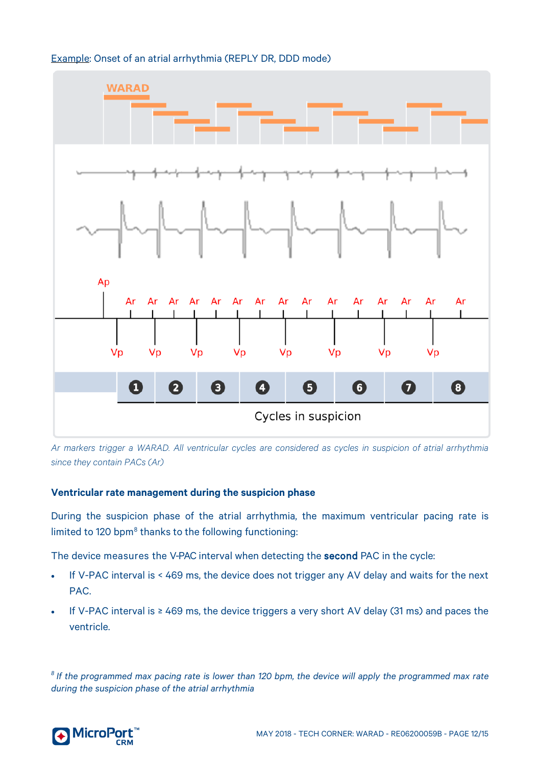Example: Onset of an atrial arrhythmia (REPLY DR, DDD mode)

*Ar markers trigger a WARAD. All ventricular cycles are considered as cycles in suspicion of atrial arrhythmia since they contain PACs (Ar)*

**Ventricular rate management during the suspicion phase**

During the suspicion phase of the atrial arrhythmia, the maximum ventricular pacing rate is limited to 120 bpm[8] thanks to the following functioning:

The device measures the V-PAC interval when detecting the **second** PAC in the cycle:

- If V-PAC interval is < 469 ms, the device does not trigger any AV delay and waits for the next PAC.
- If V-PAC interval is ≥ 469 ms, the device triggers a very short AV delay (31 ms) and paces the ventricle.

*[8] If the programmed max pacing rate is lower than 120 bpm, the device will apply the programmed max rate during the suspicion phase of the atrial arrhythmia*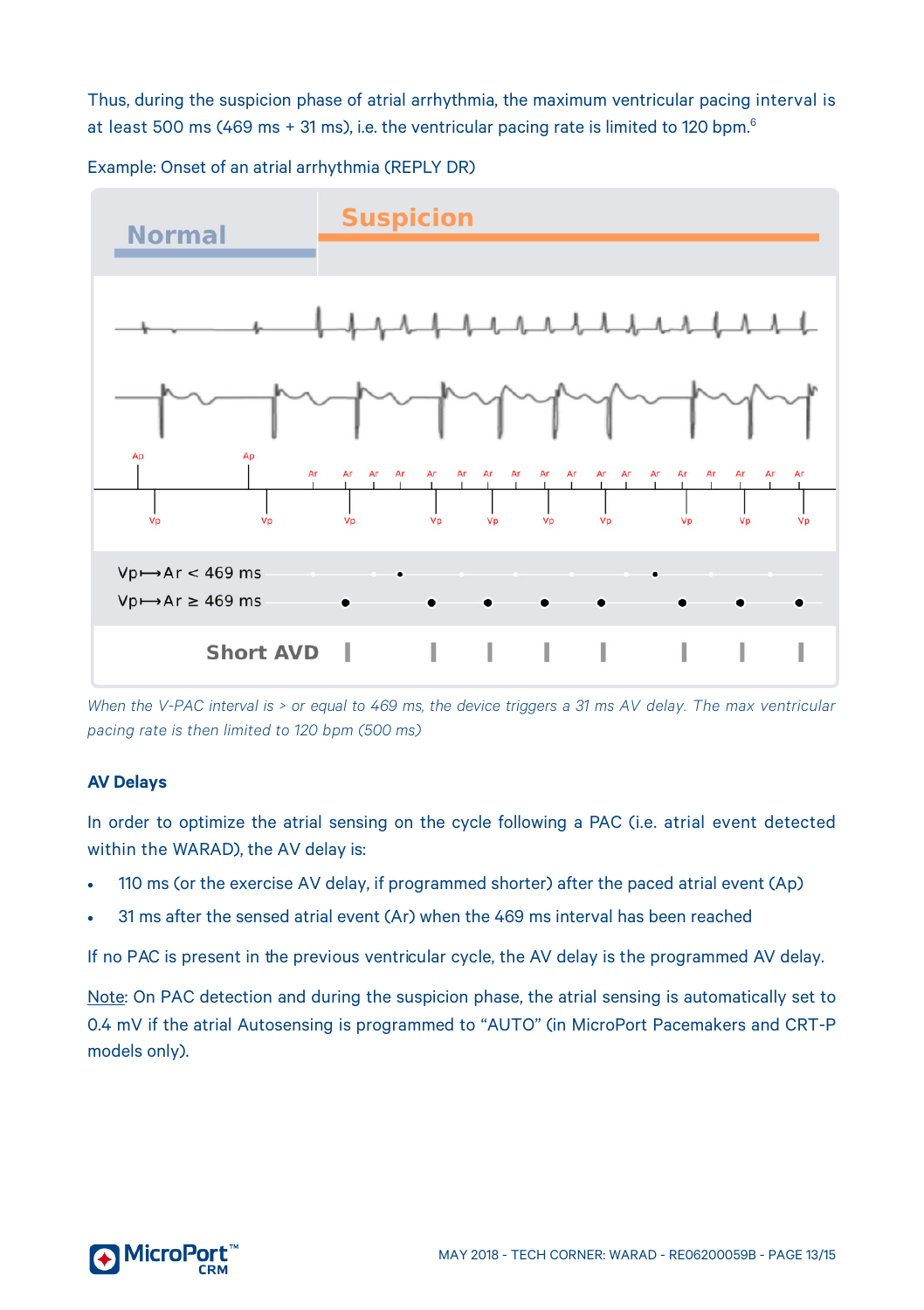Thus, during the suspicion phase of atrial arrhythmia, the maximum ventricular pacing interval is at least 500 ms (469 ms + 31 ms), i.e. the ventricular pacing rate is limited to 120 bpm.[6]

Example: Onset of an atrial arrhythmia (REPLY DR)

*When the V-PAC interval is > or equal to 469 ms, the device triggers a 31 ms AV delay. The max ventricular pacing rate is then limited to 120 bpm (500 ms)*

**AV Delays**

In order to optimize the atrial sensing on the cycle following a PAC (i.e. atrial event detected within the WARAD), the AV delay is:

- 110 ms (or the exercise AV delay, if programmed shorter) after the paced atrial event (Ap)
- 31 ms after the sensed atrial event (Ar) when the 469 ms interval has been reached

If no PAC is present in the previous ventricular cycle, the AV delay is the programmed AV delay.

Note: On PAC detection and during the suspicion phase, the atrial sensing is automatically set to 0.4 mV if the atrial Autosensing is programmed to "AUTO" (in MicroPort Pacemakers and CRT-P models only).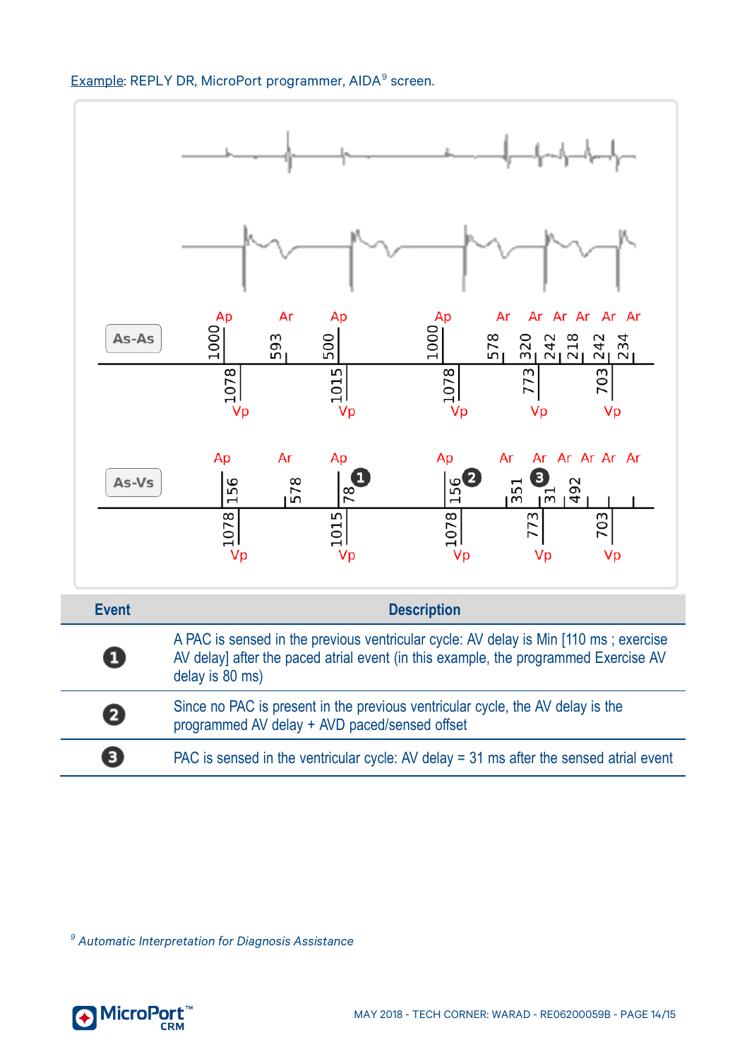Example: REPLY DR, MicroPort programmer, AIDA[9] screen.

| Event | Description |
|---|---|
| ❶ | A PAC is sensed in the previous ventricular cycle: AV delay is Min [110 ms ; exercise AV delay] after the paced atrial event (in this example, the programmed Exercise AV delay is 80 ms) |
| ❷ | Since no PAC is present in the previous ventricular cycle, the AV delay is the programmed AV delay + AVD paced/sensed offset |
| ❸ | PAC is sensed in the ventricular cycle: AV delay = 31 ms after the sensed atrial event |

[9] *Automatic Interpretation for Diagnosis Assistance*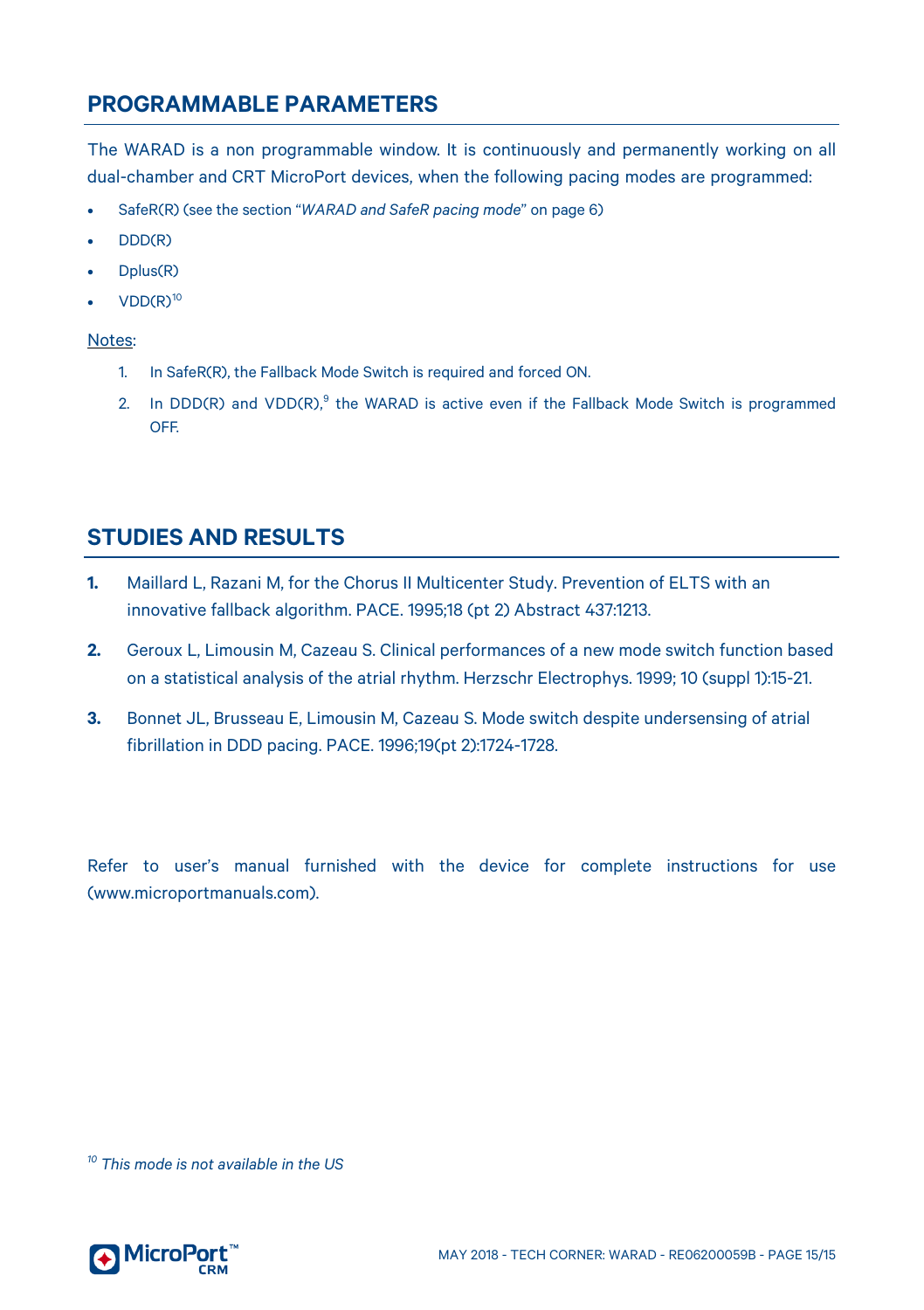## PROGRAMMABLE PARAMETERS

The WARAD is a non programmable window. It is continuously and permanently working on all dual-chamber and CRT MicroPort devices, when the following pacing modes are programmed:

- SafeR(R) (see the section "*WARAD and SafeR pacing mode*" on page 6)
- DDD(R)
- Dplus(R)
- VDD(R)[10]

Notes:

1. In SafeR(R), the Fallback Mode Switch is required and forced ON.
2. In DDD(R) and VDD(R),[9] the WARAD is active even if the Fallback Mode Switch is programmed OFF.

## STUDIES AND RESULTS

1. Maillard L, Razani M, for the Chorus II Multicenter Study. Prevention of ELTS with an innovative fallback algorithm. PACE. 1995;18 (pt 2) Abstract 437:1213.
2. Geroux L, Limousin M, Cazeau S. Clinical performances of a new mode switch function based on a statistical analysis of the atrial rhythm. Herzschr Electrophys. 1999; 10 (suppl 1):15-21.
3. Bonnet JL, Brusseau E, Limousin M, Cazeau S. Mode switch despite undersensing of atrial fibrillation in DDD pacing. PACE. 1996;19(pt 2):1724-1728.

Refer to user's manual furnished with the device for complete instructions for use (www.microportmanuals.com).

[10] *This mode is not available in the US*